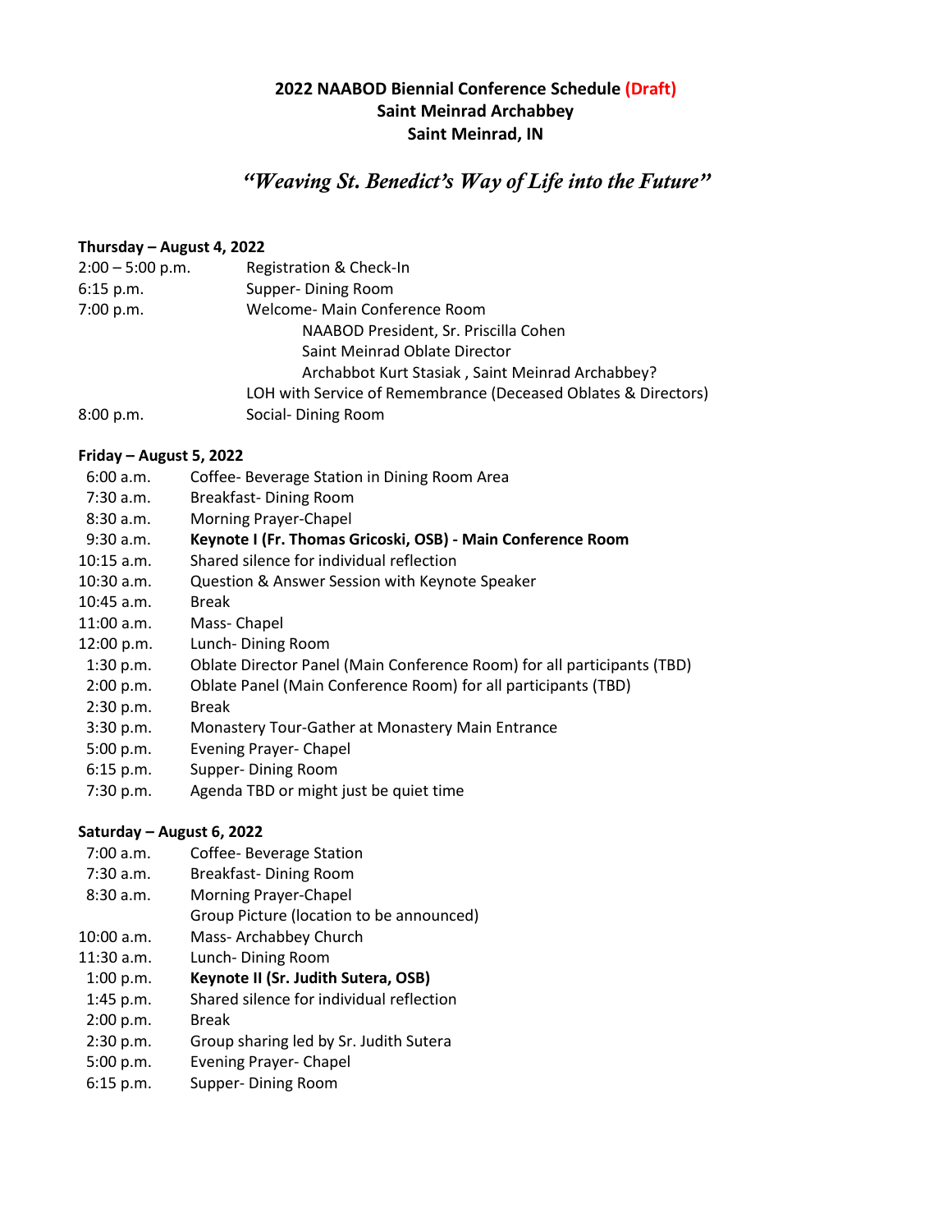# 2022 NAABOD Biennial Conference Schedule (Draft)
## Saint Meinrad Archabbey
## Saint Meinrad, IN

*"Weaving St. Benedict's Way of Life into the Future"*

**Thursday – August 4, 2022**

| | |
|---|---|
| 2:00 – 5:00 p.m. | Registration & Check-In |
| 6:15 p.m. | Supper- Dining Room |
| 7:00 p.m. | Welcome- Main Conference Room |
| | NAABOD President, Sr. Priscilla Cohen |
| | Saint Meinrad Oblate Director |
| | Archabbot Kurt Stasiak , Saint Meinrad Archabbey? |
| | LOH with Service of Remembrance (Deceased Oblates & Directors) |
| 8:00 p.m. | Social- Dining Room |

**Friday – August 5, 2022**

| | |
|---|---|
| 6:00 a.m. | Coffee- Beverage Station in Dining Room Area |
| 7:30 a.m. | Breakfast- Dining Room |
| 8:30 a.m. | Morning Prayer-Chapel |
| 9:30 a.m. | **Keynote I (Fr. Thomas Gricoski, OSB) - Main Conference Room** |
| 10:15 a.m. | Shared silence for individual reflection |
| 10:30 a.m. | Question & Answer Session with Keynote Speaker |
| 10:45 a.m. | Break |
| 11:00 a.m. | Mass- Chapel |
| 12:00 p.m. | Lunch- Dining Room |
| 1:30 p.m. | Oblate Director Panel (Main Conference Room) for all participants (TBD) |
| 2:00 p.m. | Oblate Panel (Main Conference Room) for all participants (TBD) |
| 2:30 p.m. | Break |
| 3:30 p.m. | Monastery Tour-Gather at Monastery Main Entrance |
| 5:00 p.m. | Evening Prayer- Chapel |
| 6:15 p.m. | Supper- Dining Room |
| 7:30 p.m. | Agenda TBD or might just be quiet time |

**Saturday – August 6, 2022**

| | |
|---|---|
| 7:00 a.m. | Coffee- Beverage Station |
| 7:30 a.m. | Breakfast- Dining Room |
| 8:30 a.m. | Morning Prayer-Chapel |
| | Group Picture (location to be announced) |
| 10:00 a.m. | Mass- Archabbey Church |
| 11:30 a.m. | Lunch- Dining Room |
| 1:00 p.m. | **Keynote II (Sr. Judith Sutera, OSB)** |
| 1:45 p.m. | Shared silence for individual reflection |
| 2:00 p.m. | Break |
| 2:30 p.m. | Group sharing led by Sr. Judith Sutera |
| 5:00 p.m. | Evening Prayer- Chapel |
| 6:15 p.m. | Supper- Dining Room |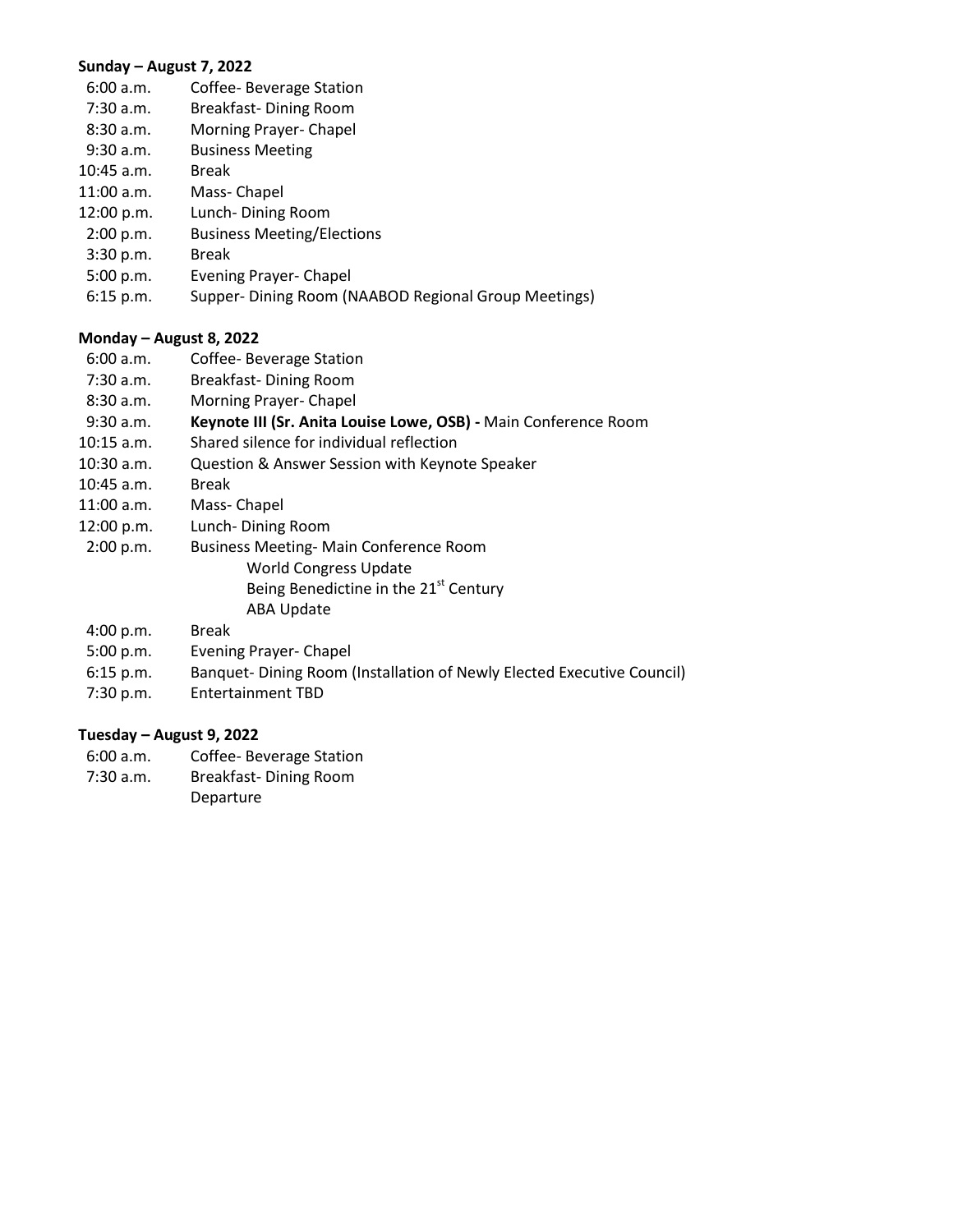**Sunday – August 7, 2022**

| | |
|---|---|
| 6:00 a.m. | Coffee- Beverage Station |
| 7:30 a.m. | Breakfast- Dining Room |
| 8:30 a.m. | Morning Prayer- Chapel |
| 9:30 a.m. | Business Meeting |
| 10:45 a.m. | Break |
| 11:00 a.m. | Mass- Chapel |
| 12:00 p.m. | Lunch- Dining Room |
| 2:00 p.m. | Business Meeting/Elections |
| 3:30 p.m. | Break |
| 5:00 p.m. | Evening Prayer- Chapel |
| 6:15 p.m. | Supper- Dining Room (NAABOD Regional Group Meetings) |

**Monday – August 8, 2022**

| | |
|---|---|
| 6:00 a.m. | Coffee- Beverage Station |
| 7:30 a.m. | Breakfast- Dining Room |
| 8:30 a.m. | Morning Prayer- Chapel |
| 9:30 a.m. | **Keynote III (Sr. Anita Louise Lowe, OSB) -** Main Conference Room |
| 10:15 a.m. | Shared silence for individual reflection |
| 10:30 a.m. | Question & Answer Session with Keynote Speaker |
| 10:45 a.m. | Break |
| 11:00 a.m. | Mass- Chapel |
| 12:00 p.m. | Lunch- Dining Room |
| 2:00 p.m. | Business Meeting- Main Conference Room<br>World Congress Update<br>Being Benedictine in the 21st Century<br>ABA Update |
| 4:00 p.m. | Break |
| 5:00 p.m. | Evening Prayer- Chapel |
| 6:15 p.m. | Banquet- Dining Room (Installation of Newly Elected Executive Council) |
| 7:30 p.m. | Entertainment TBD |

**Tuesday – August 9, 2022**

| | |
|---|---|
| 6:00 a.m. | Coffee- Beverage Station |
| 7:30 a.m. | Breakfast- Dining Room |
| | Departure |